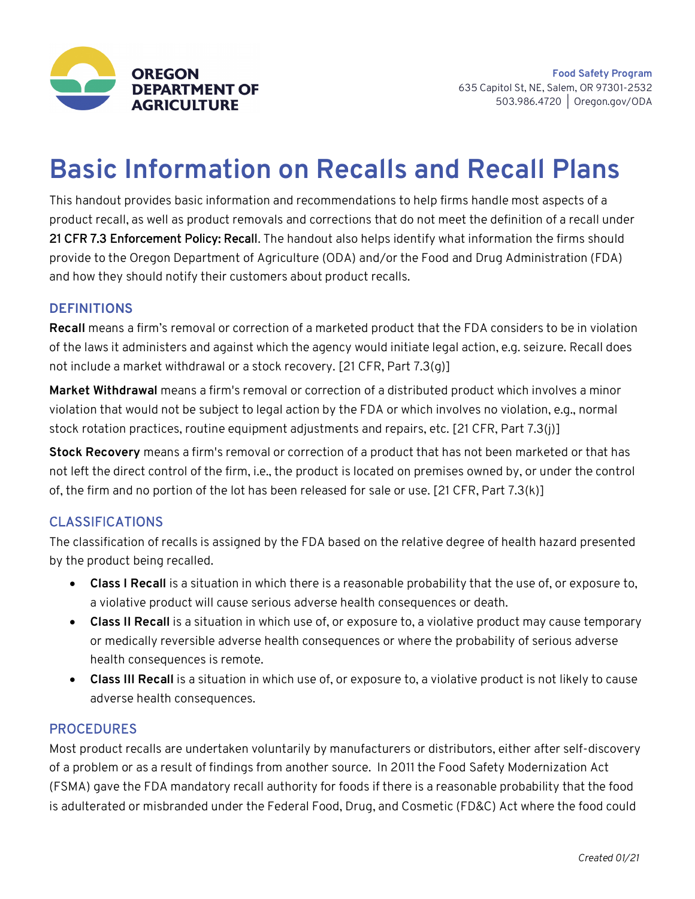**OREGON DEPARTMENT OF AGRICULTURE**

**Food Safety Program**
635 Capitol St, NE, Salem, OR 97301-2532
503.986.4720 | Oregon.gov/ODA

# Basic Information on Recalls and Recall Plans

This handout provides basic information and recommendations to help firms handle most aspects of a product recall, as well as product removals and corrections that do not meet the definition of a recall under **21 CFR 7.3 Enforcement Policy: Recall**. The handout also helps identify what information the firms should provide to the Oregon Department of Agriculture (ODA) and/or the Food and Drug Administration (FDA) and how they should notify their customers about product recalls.

## DEFINITIONS

**Recall** means a firm's removal or correction of a marketed product that the FDA considers to be in violation of the laws it administers and against which the agency would initiate legal action, e.g. seizure. Recall does not include a market withdrawal or a stock recovery. [21 CFR, Part 7.3(g)]

**Market Withdrawal** means a firm's removal or correction of a distributed product which involves a minor violation that would not be subject to legal action by the FDA or which involves no violation, e.g., normal stock rotation practices, routine equipment adjustments and repairs, etc. [21 CFR, Part 7.3(j)]

**Stock Recovery** means a firm's removal or correction of a product that has not been marketed or that has not left the direct control of the firm, i.e., the product is located on premises owned by, or under the control of, the firm and no portion of the lot has been released for sale or use. [21 CFR, Part 7.3(k)]

## CLASSIFICATIONS

The classification of recalls is assigned by the FDA based on the relative degree of health hazard presented by the product being recalled.

- **Class I Recall** is a situation in which there is a reasonable probability that the use of, or exposure to, a violative product will cause serious adverse health consequences or death.
- **Class II Recall** is a situation in which use of, or exposure to, a violative product may cause temporary or medically reversible adverse health consequences or where the probability of serious adverse health consequences is remote.
- **Class III Recall** is a situation in which use of, or exposure to, a violative product is not likely to cause adverse health consequences.

## PROCEDURES

Most product recalls are undertaken voluntarily by manufacturers or distributors, either after self-discovery of a problem or as a result of findings from another source. In 2011 the Food Safety Modernization Act (FSMA) gave the FDA mandatory recall authority for foods if there is a reasonable probability that the food is adulterated or misbranded under the Federal Food, Drug, and Cosmetic (FD&C) Act where the food could

*Created 01/21*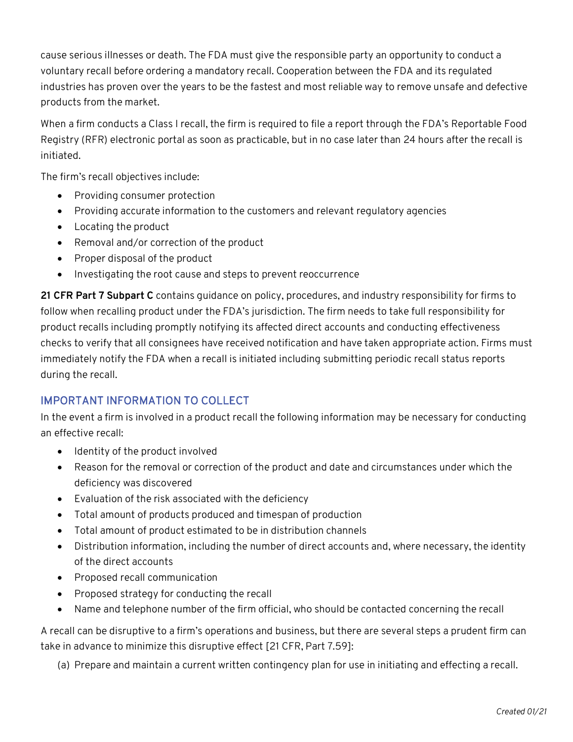cause serious illnesses or death. The FDA must give the responsible party an opportunity to conduct a voluntary recall before ordering a mandatory recall. Cooperation between the FDA and its regulated industries has proven over the years to be the fastest and most reliable way to remove unsafe and defective products from the market.

When a firm conducts a Class I recall, the firm is required to file a report through the FDA's Reportable Food Registry (RFR) electronic portal as soon as practicable, but in no case later than 24 hours after the recall is initiated.

The firm's recall objectives include:

- Providing consumer protection
- Providing accurate information to the customers and relevant regulatory agencies
- Locating the product
- Removal and/or correction of the product
- Proper disposal of the product
- Investigating the root cause and steps to prevent reoccurrence

**21 CFR Part 7 Subpart C** contains guidance on policy, procedures, and industry responsibility for firms to follow when recalling product under the FDA's jurisdiction. The firm needs to take full responsibility for product recalls including promptly notifying its affected direct accounts and conducting effectiveness checks to verify that all consignees have received notification and have taken appropriate action. Firms must immediately notify the FDA when a recall is initiated including submitting periodic recall status reports during the recall.

## IMPORTANT INFORMATION TO COLLECT

In the event a firm is involved in a product recall the following information may be necessary for conducting an effective recall:

- Identity of the product involved
- Reason for the removal or correction of the product and date and circumstances under which the deficiency was discovered
- Evaluation of the risk associated with the deficiency
- Total amount of products produced and timespan of production
- Total amount of product estimated to be in distribution channels
- Distribution information, including the number of direct accounts and, where necessary, the identity of the direct accounts
- Proposed recall communication
- Proposed strategy for conducting the recall
- Name and telephone number of the firm official, who should be contacted concerning the recall

A recall can be disruptive to a firm's operations and business, but there are several steps a prudent firm can take in advance to minimize this disruptive effect [21 CFR, Part 7.59]:

(a) Prepare and maintain a current written contingency plan for use in initiating and effecting a recall.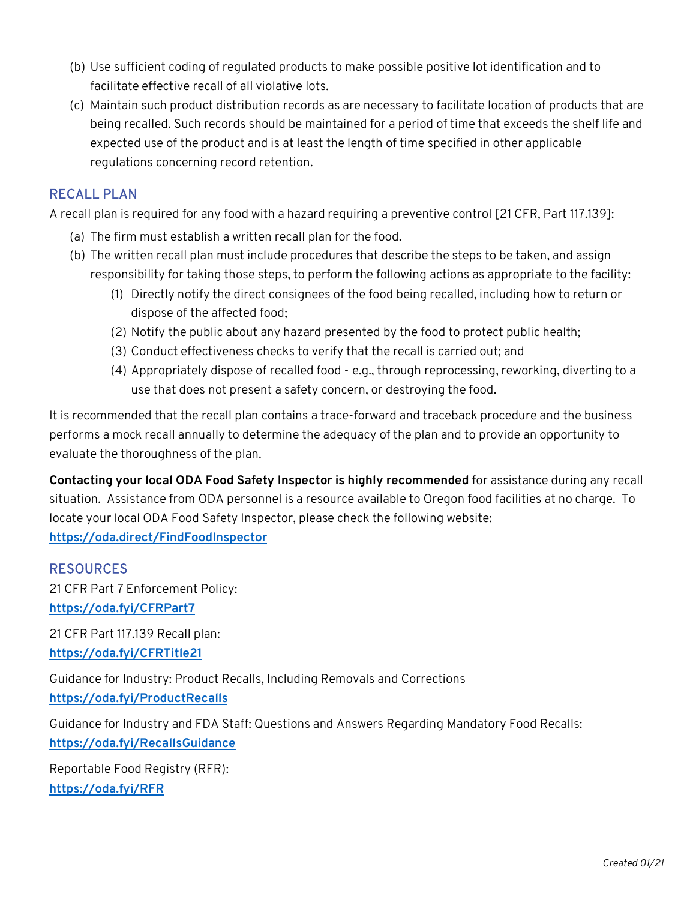(b) Use sufficient coding of regulated products to make possible positive lot identification and to facilitate effective recall of all violative lots.

(c) Maintain such product distribution records as are necessary to facilitate location of products that are being recalled. Such records should be maintained for a period of time that exceeds the shelf life and expected use of the product and is at least the length of time specified in other applicable regulations concerning record retention.

## RECALL PLAN

A recall plan is required for any food with a hazard requiring a preventive control [21 CFR, Part 117.139]:

(a) The firm must establish a written recall plan for the food.

(b) The written recall plan must include procedures that describe the steps to be taken, and assign responsibility for taking those steps, to perform the following actions as appropriate to the facility:

  (1) Directly notify the direct consignees of the food being recalled, including how to return or dispose of the affected food;

  (2) Notify the public about any hazard presented by the food to protect public health;

  (3) Conduct effectiveness checks to verify that the recall is carried out; and

  (4) Appropriately dispose of recalled food - e.g., through reprocessing, reworking, diverting to a use that does not present a safety concern, or destroying the food.

It is recommended that the recall plan contains a trace-forward and traceback procedure and the business performs a mock recall annually to determine the adequacy of the plan and to provide an opportunity to evaluate the thoroughness of the plan.

**Contacting your local ODA Food Safety Inspector is highly recommended** for assistance during any recall situation. Assistance from ODA personnel is a resource available to Oregon food facilities at no charge. To locate your local ODA Food Safety Inspector, please check the following website:
**https://oda.direct/FindFoodInspector**

## RESOURCES

21 CFR Part 7 Enforcement Policy:
**https://oda.fyi/CFRPart7**

21 CFR Part 117.139 Recall plan:
**https://oda.fyi/CFRTitle21**

Guidance for Industry: Product Recalls, Including Removals and Corrections
**https://oda.fyi/ProductRecalls**

Guidance for Industry and FDA Staff: Questions and Answers Regarding Mandatory Food Recalls:
**https://oda.fyi/RecallsGuidance**

Reportable Food Registry (RFR):
**https://oda.fyi/RFR**

*Created 01/21*